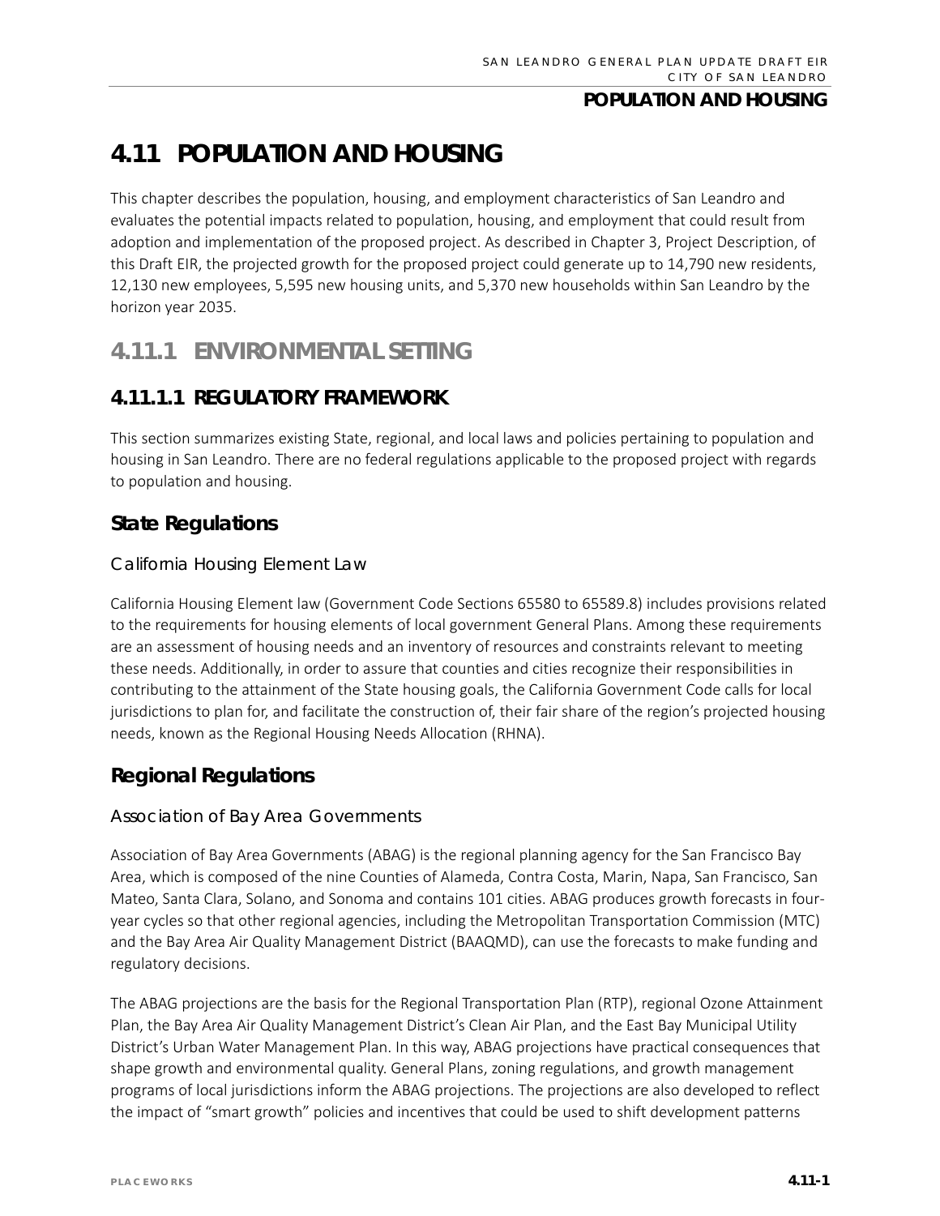# 4.11 POPULATION AND HOUSING

This chapter describes the population, housing, and employment characteristics of San Leandro and evaluates the potential impacts related to population, housing, and employment that could result from adoption and implementation of the proposed project. As described in Chapter 3, Project Description, of this Draft EIR, the projected growth for the proposed project could generate up to 14,790 new residents, 12,130 new employees, 5,595 new housing units, and 5,370 new households within San Leandro by the horizon year 2035.

## 4.11.1 ENVIRONMENTAL SETTING

### 4.11.1.1 REGULATORY FRAMEWORK

This section summarizes existing State, regional, and local laws and policies pertaining to population and housing in San Leandro. There are no federal regulations applicable to the proposed project with regards to population and housing.

#### State Regulations

##### California Housing Element Law

California Housing Element law (Government Code Sections 65580 to 65589.8) includes provisions related to the requirements for housing elements of local government General Plans. Among these requirements are an assessment of housing needs and an inventory of resources and constraints relevant to meeting these needs. Additionally, in order to assure that counties and cities recognize their responsibilities in contributing to the attainment of the State housing goals, the California Government Code calls for local jurisdictions to plan for, and facilitate the construction of, their fair share of the region's projected housing needs, known as the Regional Housing Needs Allocation (RHNA).

#### Regional Regulations

##### Association of Bay Area Governments

Association of Bay Area Governments (ABAG) is the regional planning agency for the San Francisco Bay Area, which is composed of the nine Counties of Alameda, Contra Costa, Marin, Napa, San Francisco, San Mateo, Santa Clara, Solano, and Sonoma and contains 101 cities. ABAG produces growth forecasts in four-year cycles so that other regional agencies, including the Metropolitan Transportation Commission (MTC) and the Bay Area Air Quality Management District (BAAQMD), can use the forecasts to make funding and regulatory decisions.

The ABAG projections are the basis for the Regional Transportation Plan (RTP), regional Ozone Attainment Plan, the Bay Area Air Quality Management District's Clean Air Plan, and the East Bay Municipal Utility District's Urban Water Management Plan. In this way, ABAG projections have practical consequences that shape growth and environmental quality. General Plans, zoning regulations, and growth management programs of local jurisdictions inform the ABAG projections. The projections are also developed to reflect the impact of "smart growth" policies and incentives that could be used to shift development patterns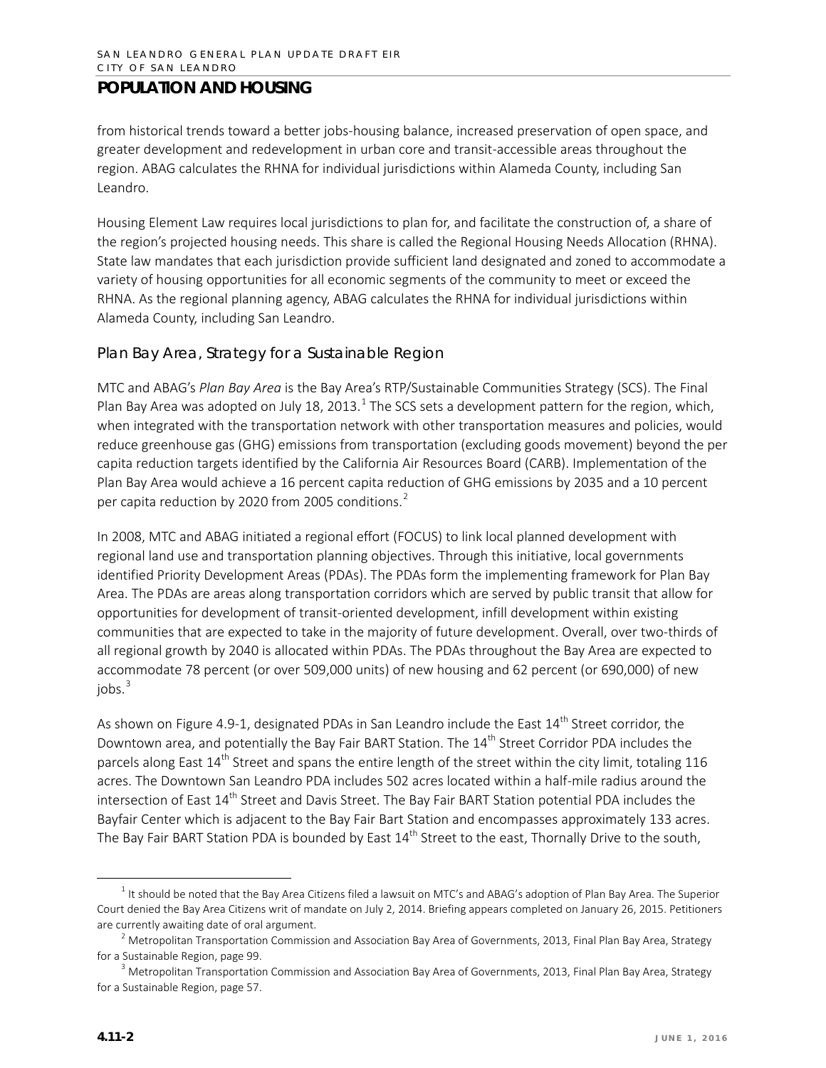from historical trends toward a better jobs-housing balance, increased preservation of open space, and greater development and redevelopment in urban core and transit-accessible areas throughout the region. ABAG calculates the RHNA for individual jurisdictions within Alameda County, including San Leandro.

Housing Element Law requires local jurisdictions to plan for, and facilitate the construction of, a share of the region's projected housing needs. This share is called the Regional Housing Needs Allocation (RHNA). State law mandates that each jurisdiction provide sufficient land designated and zoned to accommodate a variety of housing opportunities for all economic segments of the community to meet or exceed the RHNA. As the regional planning agency, ABAG calculates the RHNA for individual jurisdictions within Alameda County, including San Leandro.

### Plan Bay Area, Strategy for a Sustainable Region

MTC and ABAG's *Plan Bay Area* is the Bay Area's RTP/Sustainable Communities Strategy (SCS). The Final Plan Bay Area was adopted on July 18, 2013.[1] The SCS sets a development pattern for the region, which, when integrated with the transportation network with other transportation measures and policies, would reduce greenhouse gas (GHG) emissions from transportation (excluding goods movement) beyond the per capita reduction targets identified by the California Air Resources Board (CARB). Implementation of the Plan Bay Area would achieve a 16 percent capita reduction of GHG emissions by 2035 and a 10 percent per capita reduction by 2020 from 2005 conditions.[2]

In 2008, MTC and ABAG initiated a regional effort (FOCUS) to link local planned development with regional land use and transportation planning objectives. Through this initiative, local governments identified Priority Development Areas (PDAs). The PDAs form the implementing framework for Plan Bay Area. The PDAs are areas along transportation corridors which are served by public transit that allow for opportunities for development of transit-oriented development, infill development within existing communities that are expected to take in the majority of future development. Overall, over two-thirds of all regional growth by 2040 is allocated within PDAs. The PDAs throughout the Bay Area are expected to accommodate 78 percent (or over 509,000 units) of new housing and 62 percent (or 690,000) of new jobs.[3]

As shown on Figure 4.9-1, designated PDAs in San Leandro include the East 14th Street corridor, the Downtown area, and potentially the Bay Fair BART Station. The 14th Street Corridor PDA includes the parcels along East 14th Street and spans the entire length of the street within the city limit, totaling 116 acres. The Downtown San Leandro PDA includes 502 acres located within a half-mile radius around the intersection of East 14th Street and Davis Street. The Bay Fair BART Station potential PDA includes the Bayfair Center which is adjacent to the Bay Fair Bart Station and encompasses approximately 133 acres. The Bay Fair BART Station PDA is bounded by East 14th Street to the east, Thornally Drive to the south,

---

[1] It should be noted that the Bay Area Citizens filed a lawsuit on MTC's and ABAG's adoption of Plan Bay Area. The Superior Court denied the Bay Area Citizens writ of mandate on July 2, 2014. Briefing appears completed on January 26, 2015. Petitioners are currently awaiting date of oral argument.

[2] Metropolitan Transportation Commission and Association Bay Area of Governments, 2013, Final Plan Bay Area, Strategy for a Sustainable Region, page 99.

[3] Metropolitan Transportation Commission and Association Bay Area of Governments, 2013, Final Plan Bay Area, Strategy for a Sustainable Region, page 57.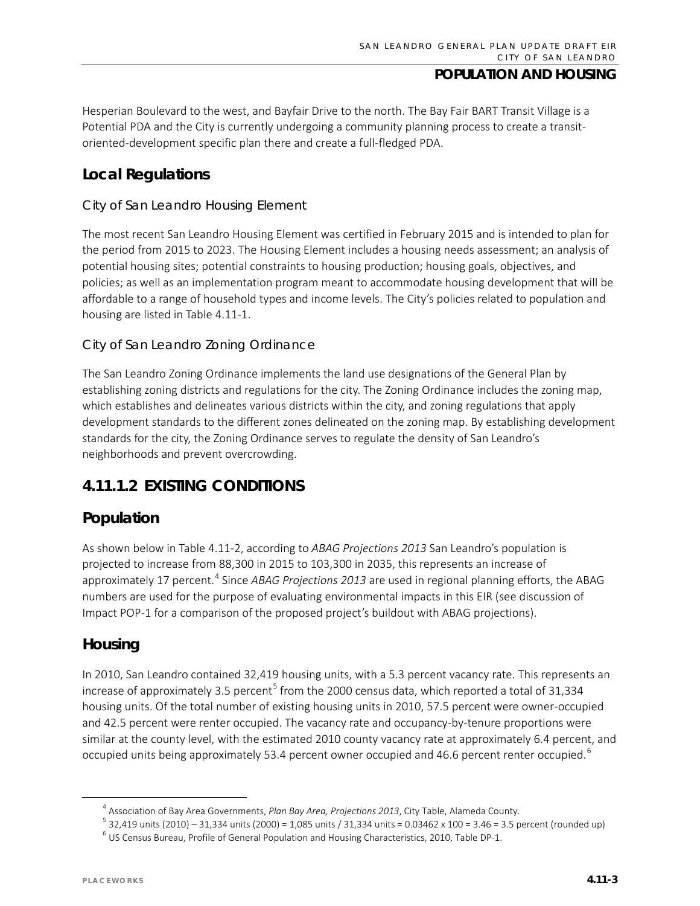Hesperian Boulevard to the west, and Bayfair Drive to the north. The Bay Fair BART Transit Village is a Potential PDA and the City is currently undergoing a community planning process to create a transit-oriented-development specific plan there and create a full-fledged PDA.

## Local Regulations

### City of San Leandro Housing Element

The most recent San Leandro Housing Element was certified in February 2015 and is intended to plan for the period from 2015 to 2023. The Housing Element includes a housing needs assessment; an analysis of potential housing sites; potential constraints to housing production; housing goals, objectives, and policies; as well as an implementation program meant to accommodate housing development that will be affordable to a range of household types and income levels. The City's policies related to population and housing are listed in Table 4.11-1.

### City of San Leandro Zoning Ordinance

The San Leandro Zoning Ordinance implements the land use designations of the General Plan by establishing zoning districts and regulations for the city. The Zoning Ordinance includes the zoning map, which establishes and delineates various districts within the city, and zoning regulations that apply development standards to the different zones delineated on the zoning map. By establishing development standards for the city, the Zoning Ordinance serves to regulate the density of San Leandro's neighborhoods and prevent overcrowding.

# 4.11.1.2 EXISTING CONDITIONS

## Population

As shown below in Table 4.11-2, according to *ABAG Projections 2013* San Leandro's population is projected to increase from 88,300 in 2015 to 103,300 in 2035, this represents an increase of approximately 17 percent.[4] Since *ABAG Projections 2013* are used in regional planning efforts, the ABAG numbers are used for the purpose of evaluating environmental impacts in this EIR (see discussion of Impact POP-1 for a comparison of the proposed project's buildout with ABAG projections).

## Housing

In 2010, San Leandro contained 32,419 housing units, with a 5.3 percent vacancy rate. This represents an increase of approximately 3.5 percent[5] from the 2000 census data, which reported a total of 31,334 housing units. Of the total number of existing housing units in 2010, 57.5 percent were owner-occupied and 42.5 percent were renter occupied. The vacancy rate and occupancy-by-tenure proportions were similar at the county level, with the estimated 2010 county vacancy rate at approximately 6.4 percent, and occupied units being approximately 53.4 percent owner occupied and 46.6 percent renter occupied.[6]

---

[4] Association of Bay Area Governments, *Plan Bay Area, Projections 2013*, City Table, Alameda County.

[5] 32,419 units (2010) – 31,334 units (2000) = 1,085 units / 31,334 units = 0.03462 x 100 = 3.46 = 3.5 percent (rounded up)

[6] US Census Bureau, Profile of General Population and Housing Characteristics, 2010, Table DP-1.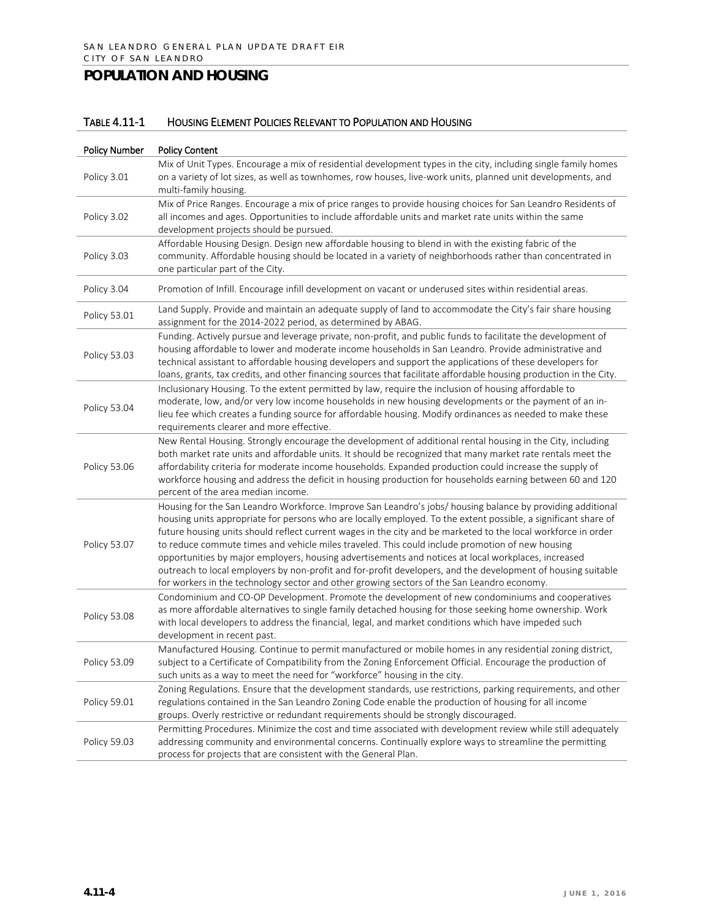# POPULATION AND HOUSING

TABLE 4.11-1 HOUSING ELEMENT POLICIES RELEVANT TO POPULATION AND HOUSING

| Policy Number | Policy Content |
|---|---|
| Policy 3.01 | Mix of Unit Types. Encourage a mix of residential development types in the city, including single family homes on a variety of lot sizes, as well as townhomes, row houses, live-work units, planned unit developments, and multi-family housing. |
| Policy 3.02 | Mix of Price Ranges. Encourage a mix of price ranges to provide housing choices for San Leandro Residents of all incomes and ages. Opportunities to include affordable units and market rate units within the same development projects should be pursued. |
| Policy 3.03 | Affordable Housing Design. Design new affordable housing to blend in with the existing fabric of the community. Affordable housing should be located in a variety of neighborhoods rather than concentrated in one particular part of the City. |
| Policy 3.04 | Promotion of Infill. Encourage infill development on vacant or underused sites within residential areas. |
| Policy 53.01 | Land Supply. Provide and maintain an adequate supply of land to accommodate the City's fair share housing assignment for the 2014-2022 period, as determined by ABAG. |
| Policy 53.03 | Funding. Actively pursue and leverage private, non-profit, and public funds to facilitate the development of housing affordable to lower and moderate income households in San Leandro. Provide administrative and technical assistant to affordable housing developers and support the applications of these developers for loans, grants, tax credits, and other financing sources that facilitate affordable housing production in the City. |
| Policy 53.04 | Inclusionary Housing. To the extent permitted by law, require the inclusion of housing affordable to moderate, low, and/or very low income households in new housing developments or the payment of an in-lieu fee which creates a funding source for affordable housing. Modify ordinances as needed to make these requirements clearer and more effective. |
| Policy 53.06 | New Rental Housing. Strongly encourage the development of additional rental housing in the City, including both market rate units and affordable units. It should be recognized that many market rate rentals meet the affordability criteria for moderate income households. Expanded production could increase the supply of workforce housing and address the deficit in housing production for households earning between 60 and 120 percent of the area median income. |
| Policy 53.07 | Housing for the San Leandro Workforce. Improve San Leandro's jobs/ housing balance by providing additional housing units appropriate for persons who are locally employed. To the extent possible, a significant share of future housing units should reflect current wages in the city and be marketed to the local workforce in order to reduce commute times and vehicle miles traveled. This could include promotion of new housing opportunities by major employers, housing advertisements and notices at local workplaces, increased outreach to local employers by non-profit and for-profit developers, and the development of housing suitable for workers in the technology sector and other growing sectors of the San Leandro economy. |
| Policy 53.08 | Condominium and CO-OP Development. Promote the development of new condominiums and cooperatives as more affordable alternatives to single family detached housing for those seeking home ownership. Work with local developers to address the financial, legal, and market conditions which have impeded such development in recent past. |
| Policy 53.09 | Manufactured Housing. Continue to permit manufactured or mobile homes in any residential zoning district, subject to a Certificate of Compatibility from the Zoning Enforcement Official. Encourage the production of such units as a way to meet the need for "workforce" housing in the city. |
| Policy 59.01 | Zoning Regulations. Ensure that the development standards, use restrictions, parking requirements, and other regulations contained in the San Leandro Zoning Code enable the production of housing for all income groups. Overly restrictive or redundant requirements should be strongly discouraged. |
| Policy 59.03 | Permitting Procedures. Minimize the cost and time associated with development review while still adequately addressing community and environmental concerns. Continually explore ways to streamline the permitting process for projects that are consistent with the General Plan. |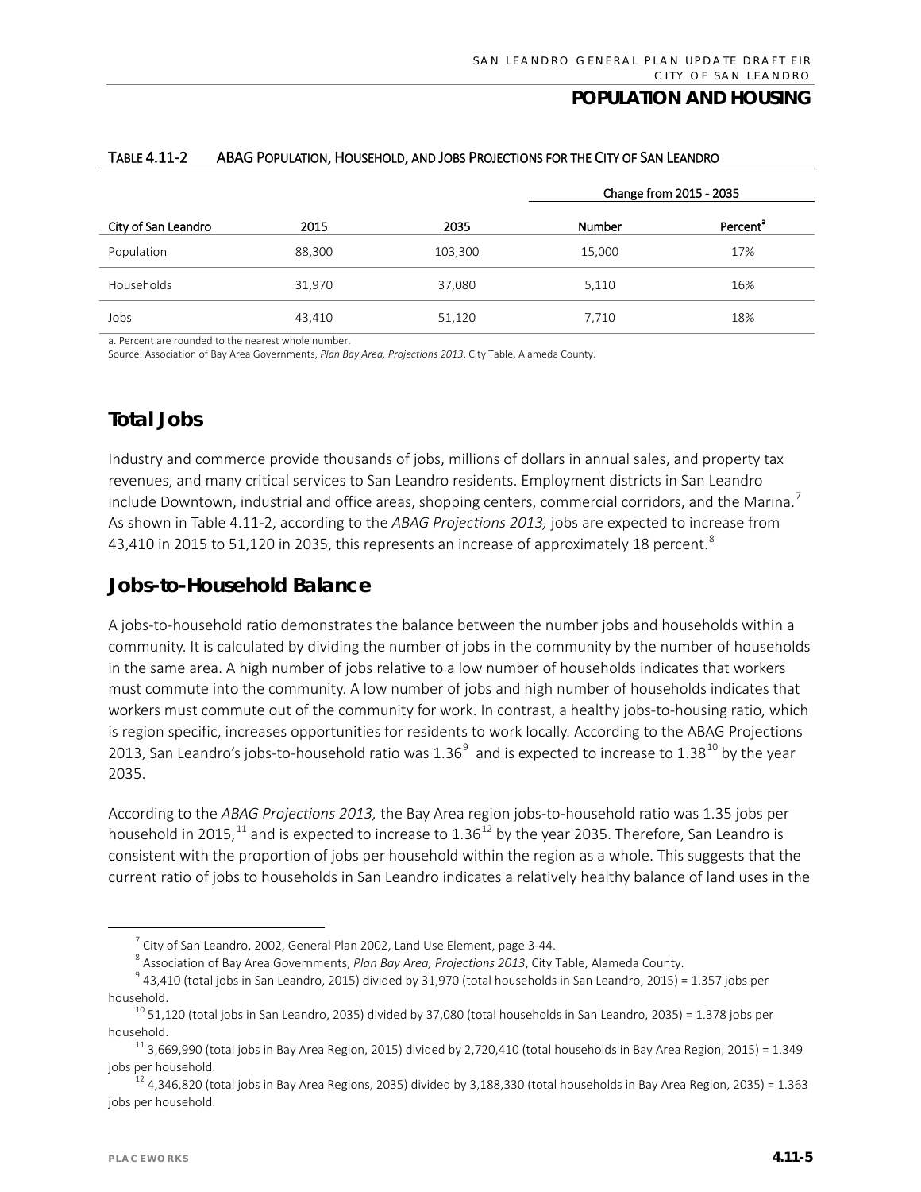TABLE 4.11-2 ABAG POPULATION, HOUSEHOLD, AND JOBS PROJECTIONS FOR THE CITY OF SAN LEANDRO

| City of San Leandro | 2015 | 2035 | Change from 2015 - 2035 | |
|---|---|---|---|---|
| | | | Number | Percent[a] |
| Population | 88,300 | 103,300 | 15,000 | 17% |
| Households | 31,970 | 37,080 | 5,110 | 16% |
| Jobs | 43,410 | 51,120 | 7,710 | 18% |

a. Percent are rounded to the nearest whole number.
Source: Association of Bay Area Governments, *Plan Bay Area, Projections 2013*, City Table, Alameda County.

## Total Jobs

Industry and commerce provide thousands of jobs, millions of dollars in annual sales, and property tax revenues, and many critical services to San Leandro residents. Employment districts in San Leandro include Downtown, industrial and office areas, shopping centers, commercial corridors, and the Marina.[7] As shown in Table 4.11-2, according to the *ABAG Projections 2013,* jobs are expected to increase from 43,410 in 2015 to 51,120 in 2035, this represents an increase of approximately 18 percent.[8]

## Jobs-to-Household Balance

A jobs-to-household ratio demonstrates the balance between the number jobs and households within a community. It is calculated by dividing the number of jobs in the community by the number of households in the same area. A high number of jobs relative to a low number of households indicates that workers must commute into the community. A low number of jobs and high number of households indicates that workers must commute out of the community for work. In contrast, a healthy jobs-to-housing ratio, which is region specific, increases opportunities for residents to work locally. According to the ABAG Projections 2013, San Leandro's jobs-to-household ratio was 1.36[9] and is expected to increase to 1.38[10] by the year 2035.

According to the *ABAG Projections 2013,* the Bay Area region jobs-to-household ratio was 1.35 jobs per household in 2015,[11] and is expected to increase to 1.36[12] by the year 2035. Therefore, San Leandro is consistent with the proportion of jobs per household within the region as a whole. This suggests that the current ratio of jobs to households in San Leandro indicates a relatively healthy balance of land uses in the

---

[7] City of San Leandro, 2002, General Plan 2002, Land Use Element, page 3-44.

[8] Association of Bay Area Governments, *Plan Bay Area, Projections 2013*, City Table, Alameda County.

[9] 43,410 (total jobs in San Leandro, 2015) divided by 31,970 (total households in San Leandro, 2015) = 1.357 jobs per household.

[10] 51,120 (total jobs in San Leandro, 2035) divided by 37,080 (total households in San Leandro, 2035) = 1.378 jobs per household.

[11] 3,669,990 (total jobs in Bay Area Region, 2015) divided by 2,720,410 (total households in Bay Area Region, 2015) = 1.349 jobs per household.

[12] 4,346,820 (total jobs in Bay Area Regions, 2035) divided by 3,188,330 (total households in Bay Area Region, 2035) = 1.363 jobs per household.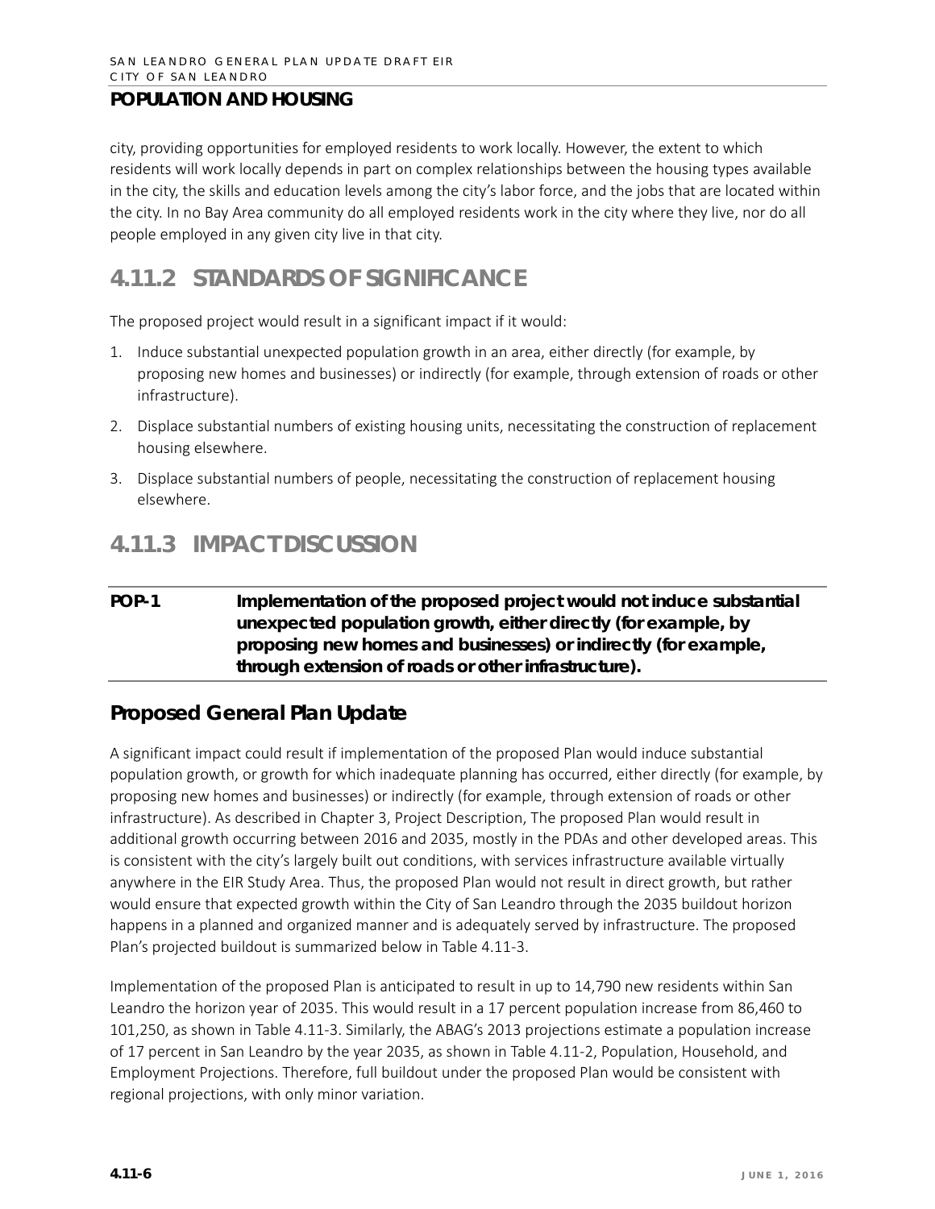city, providing opportunities for employed residents to work locally. However, the extent to which residents will work locally depends in part on complex relationships between the housing types available in the city, the skills and education levels among the city's labor force, and the jobs that are located within the city. In no Bay Area community do all employed residents work in the city where they live, nor do all people employed in any given city live in that city.

## 4.11.2 STANDARDS OF SIGNIFICANCE

The proposed project would result in a significant impact if it would:

1. Induce substantial unexpected population growth in an area, either directly (for example, by proposing new homes and businesses) or indirectly (for example, through extension of roads or other infrastructure).
2. Displace substantial numbers of existing housing units, necessitating the construction of replacement housing elsewhere.
3. Displace substantial numbers of people, necessitating the construction of replacement housing elsewhere.

## 4.11.3 IMPACT DISCUSSION

**POP-1 Implementation of the proposed project would not induce substantial unexpected population growth, either directly (for example, by proposing new homes and businesses) or indirectly (for example, through extension of roads or other infrastructure).**

### Proposed General Plan Update

A significant impact could result if implementation of the proposed Plan would induce substantial population growth, or growth for which inadequate planning has occurred, either directly (for example, by proposing new homes and businesses) or indirectly (for example, through extension of roads or other infrastructure). As described in Chapter 3, Project Description, The proposed Plan would result in additional growth occurring between 2016 and 2035, mostly in the PDAs and other developed areas. This is consistent with the city's largely built out conditions, with services infrastructure available virtually anywhere in the EIR Study Area. Thus, the proposed Plan would not result in direct growth, but rather would ensure that expected growth within the City of San Leandro through the 2035 buildout horizon happens in a planned and organized manner and is adequately served by infrastructure. The proposed Plan's projected buildout is summarized below in Table 4.11-3.

Implementation of the proposed Plan is anticipated to result in up to 14,790 new residents within San Leandro the horizon year of 2035. This would result in a 17 percent population increase from 86,460 to 101,250, as shown in Table 4.11-3. Similarly, the ABAG's 2013 projections estimate a population increase of 17 percent in San Leandro by the year 2035, as shown in Table 4.11-2, Population, Household, and Employment Projections. Therefore, full buildout under the proposed Plan would be consistent with regional projections, with only minor variation.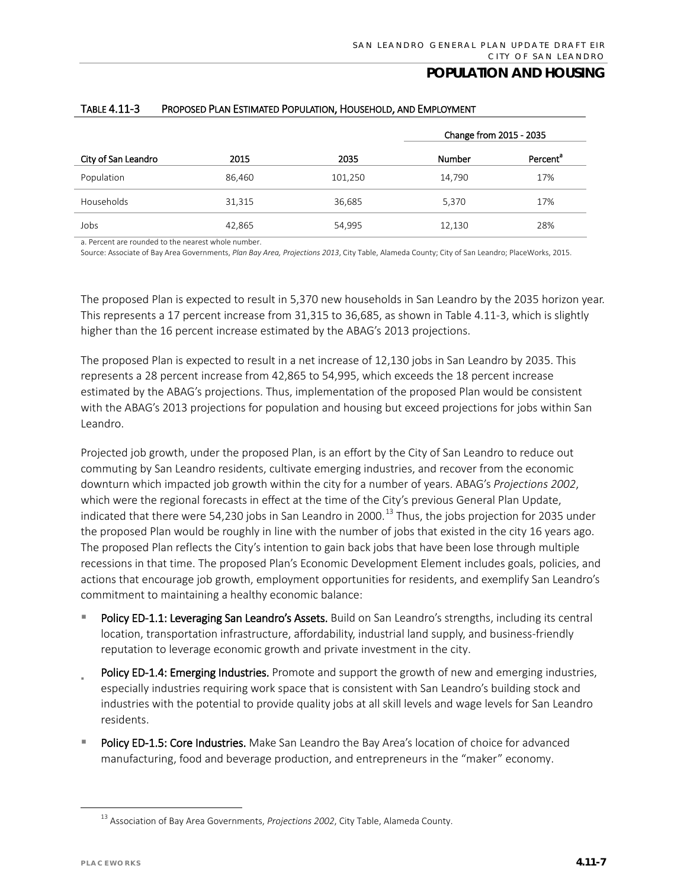TABLE 4.11-3 PROPOSED PLAN ESTIMATED POPULATION, HOUSEHOLD, AND EMPLOYMENT

| | | | Change from 2015 - 2035 | |
|---|---|---|---|---|
| City of San Leandro | 2015 | 2035 | Number | Percent[a] |
| Population | 86,460 | 101,250 | 14,790 | 17% |
| Households | 31,315 | 36,685 | 5,370 | 17% |
| Jobs | 42,865 | 54,995 | 12,130 | 28% |

a. Percent are rounded to the nearest whole number.
Source: Associate of Bay Area Governments, *Plan Bay Area, Projections 2013*, City Table, Alameda County; City of San Leandro; PlaceWorks, 2015.

The proposed Plan is expected to result in 5,370 new households in San Leandro by the 2035 horizon year. This represents a 17 percent increase from 31,315 to 36,685, as shown in Table 4.11-3, which is slightly higher than the 16 percent increase estimated by the ABAG's 2013 projections.

The proposed Plan is expected to result in a net increase of 12,130 jobs in San Leandro by 2035. This represents a 28 percent increase from 42,865 to 54,995, which exceeds the 18 percent increase estimated by the ABAG's projections. Thus, implementation of the proposed Plan would be consistent with the ABAG's 2013 projections for population and housing but exceed projections for jobs within San Leandro.

Projected job growth, under the proposed Plan, is an effort by the City of San Leandro to reduce out commuting by San Leandro residents, cultivate emerging industries, and recover from the economic downturn which impacted job growth within the city for a number of years. ABAG's *Projections 2002*, which were the regional forecasts in effect at the time of the City's previous General Plan Update, indicated that there were 54,230 jobs in San Leandro in 2000.[13] Thus, the jobs projection for 2035 under the proposed Plan would be roughly in line with the number of jobs that existed in the city 16 years ago. The proposed Plan reflects the City's intention to gain back jobs that have been lose through multiple recessions in that time. The proposed Plan's Economic Development Element includes goals, policies, and actions that encourage job growth, employment opportunities for residents, and exemplify San Leandro's commitment to maintaining a healthy economic balance:

- **Policy ED-1.1: Leveraging San Leandro's Assets.** Build on San Leandro's strengths, including its central location, transportation infrastructure, affordability, industrial land supply, and business-friendly reputation to leverage economic growth and private investment in the city.
- **Policy ED-1.4: Emerging Industries.** Promote and support the growth of new and emerging industries, especially industries requiring work space that is consistent with San Leandro's building stock and industries with the potential to provide quality jobs at all skill levels and wage levels for San Leandro residents.
- **Policy ED-1.5: Core Industries.** Make San Leandro the Bay Area's location of choice for advanced manufacturing, food and beverage production, and entrepreneurs in the "maker" economy.

[13] Association of Bay Area Governments, *Projections 2002*, City Table, Alameda County.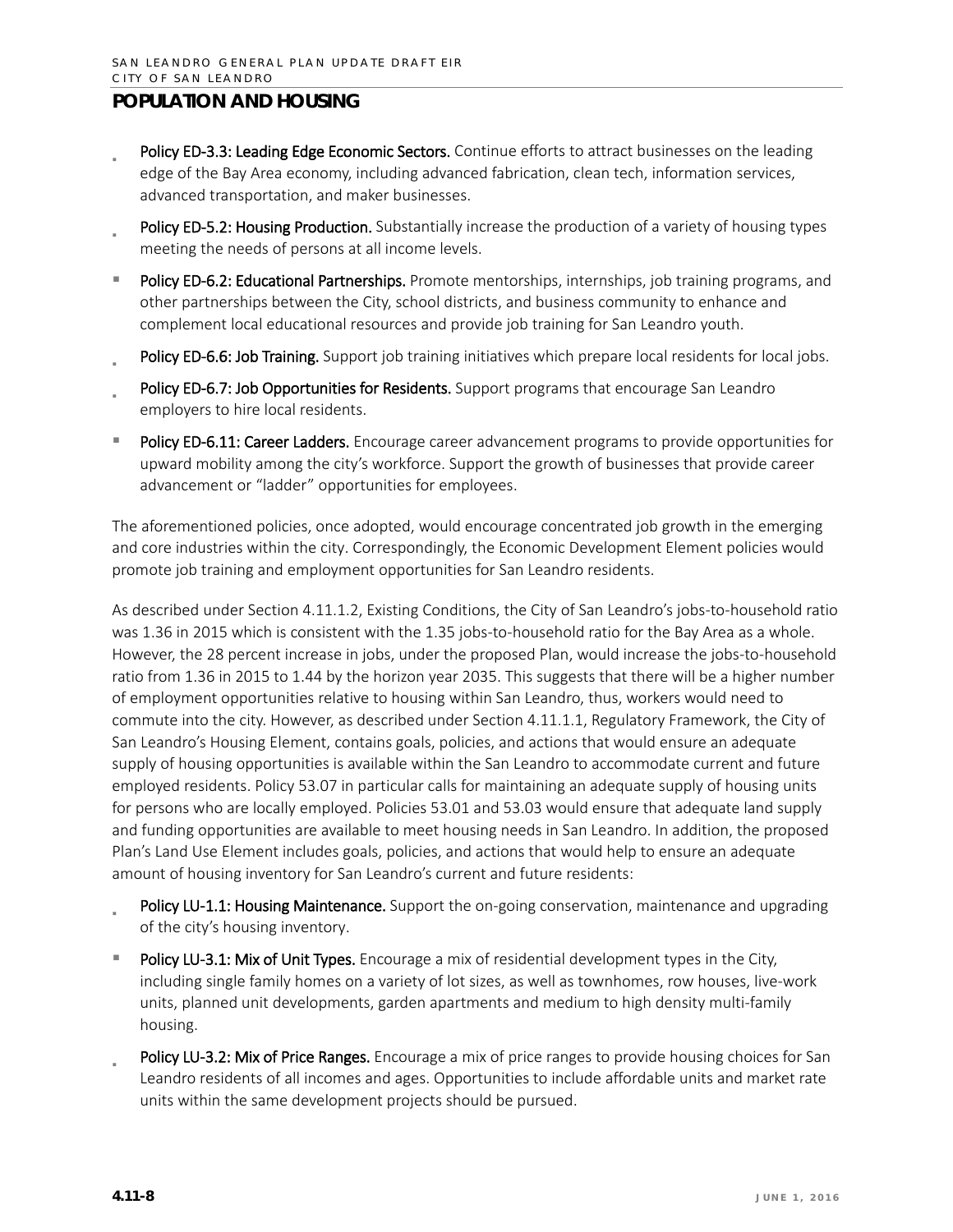# POPULATION AND HOUSING

- **Policy ED-3.3: Leading Edge Economic Sectors.** Continue efforts to attract businesses on the leading edge of the Bay Area economy, including advanced fabrication, clean tech, information services, advanced transportation, and maker businesses.
- **Policy ED-5.2: Housing Production.** Substantially increase the production of a variety of housing types meeting the needs of persons at all income levels.
- **Policy ED-6.2: Educational Partnerships.** Promote mentorships, internships, job training programs, and other partnerships between the City, school districts, and business community to enhance and complement local educational resources and provide job training for San Leandro youth.
- **Policy ED-6.6: Job Training.** Support job training initiatives which prepare local residents for local jobs.
- **Policy ED-6.7: Job Opportunities for Residents.** Support programs that encourage San Leandro employers to hire local residents.
- **Policy ED-6.11: Career Ladders.** Encourage career advancement programs to provide opportunities for upward mobility among the city's workforce. Support the growth of businesses that provide career advancement or "ladder" opportunities for employees.

The aforementioned policies, once adopted, would encourage concentrated job growth in the emerging and core industries within the city. Correspondingly, the Economic Development Element policies would promote job training and employment opportunities for San Leandro residents.

As described under Section 4.11.1.2, Existing Conditions, the City of San Leandro's jobs-to-household ratio was 1.36 in 2015 which is consistent with the 1.35 jobs-to-household ratio for the Bay Area as a whole. However, the 28 percent increase in jobs, under the proposed Plan, would increase the jobs-to-household ratio from 1.36 in 2015 to 1.44 by the horizon year 2035. This suggests that there will be a higher number of employment opportunities relative to housing within San Leandro, thus, workers would need to commute into the city. However, as described under Section 4.11.1.1, Regulatory Framework, the City of San Leandro's Housing Element, contains goals, policies, and actions that would ensure an adequate supply of housing opportunities is available within the San Leandro to accommodate current and future employed residents. Policy 53.07 in particular calls for maintaining an adequate supply of housing units for persons who are locally employed. Policies 53.01 and 53.03 would ensure that adequate land supply and funding opportunities are available to meet housing needs in San Leandro. In addition, the proposed Plan's Land Use Element includes goals, policies, and actions that would help to ensure an adequate amount of housing inventory for San Leandro's current and future residents:

- **Policy LU-1.1: Housing Maintenance.** Support the on-going conservation, maintenance and upgrading of the city's housing inventory.
- **Policy LU-3.1: Mix of Unit Types.** Encourage a mix of residential development types in the City, including single family homes on a variety of lot sizes, as well as townhomes, row houses, live-work units, planned unit developments, garden apartments and medium to high density multi-family housing.
- **Policy LU-3.2: Mix of Price Ranges.** Encourage a mix of price ranges to provide housing choices for San Leandro residents of all incomes and ages. Opportunities to include affordable units and market rate units within the same development projects should be pursued.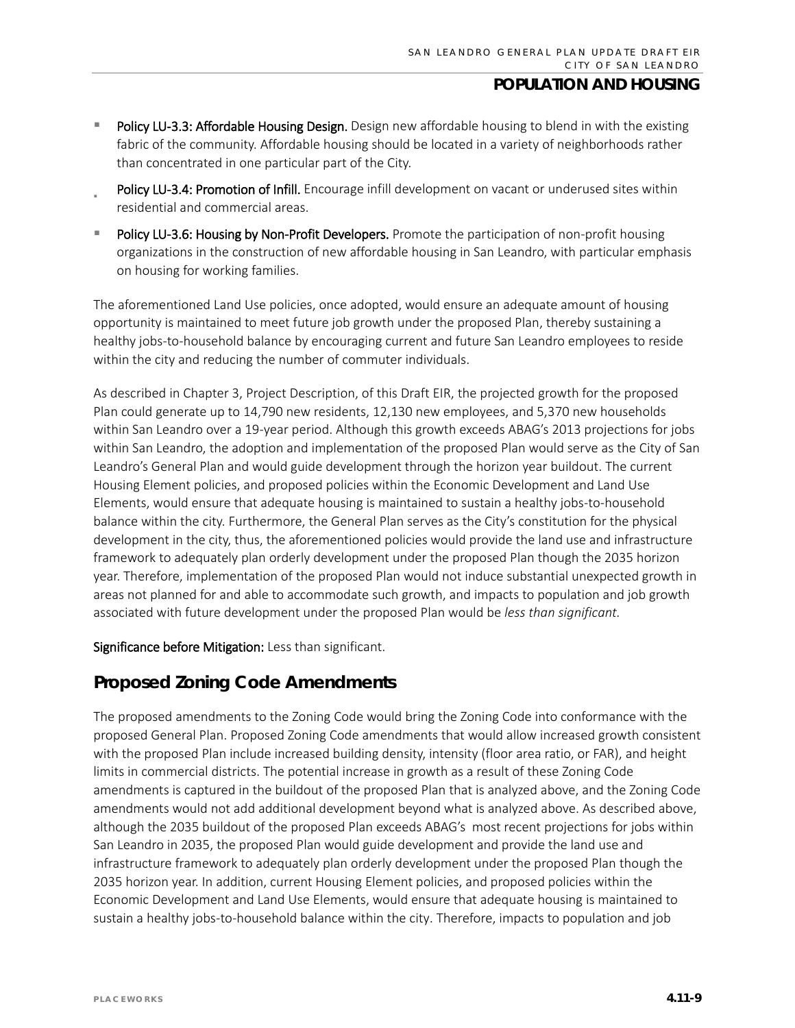- **Policy LU-3.3: Affordable Housing Design.** Design new affordable housing to blend in with the existing fabric of the community. Affordable housing should be located in a variety of neighborhoods rather than concentrated in one particular part of the City.
- **Policy LU-3.4: Promotion of Infill.** Encourage infill development on vacant or underused sites within residential and commercial areas.
- **Policy LU-3.6: Housing by Non-Profit Developers.** Promote the participation of non-profit housing organizations in the construction of new affordable housing in San Leandro, with particular emphasis on housing for working families.

The aforementioned Land Use policies, once adopted, would ensure an adequate amount of housing opportunity is maintained to meet future job growth under the proposed Plan, thereby sustaining a healthy jobs-to-household balance by encouraging current and future San Leandro employees to reside within the city and reducing the number of commuter individuals.

As described in Chapter 3, Project Description, of this Draft EIR, the projected growth for the proposed Plan could generate up to 14,790 new residents, 12,130 new employees, and 5,370 new households within San Leandro over a 19-year period. Although this growth exceeds ABAG's 2013 projections for jobs within San Leandro, the adoption and implementation of the proposed Plan would serve as the City of San Leandro's General Plan and would guide development through the horizon year buildout. The current Housing Element policies, and proposed policies within the Economic Development and Land Use Elements, would ensure that adequate housing is maintained to sustain a healthy jobs-to-household balance within the city. Furthermore, the General Plan serves as the City's constitution for the physical development in the city, thus, the aforementioned policies would provide the land use and infrastructure framework to adequately plan orderly development under the proposed Plan though the 2035 horizon year. Therefore, implementation of the proposed Plan would not induce substantial unexpected growth in areas not planned for and able to accommodate such growth, and impacts to population and job growth associated with future development under the proposed Plan would be *less than significant.*

**Significance before Mitigation:** Less than significant.

## Proposed Zoning Code Amendments

The proposed amendments to the Zoning Code would bring the Zoning Code into conformance with the proposed General Plan. Proposed Zoning Code amendments that would allow increased growth consistent with the proposed Plan include increased building density, intensity (floor area ratio, or FAR), and height limits in commercial districts. The potential increase in growth as a result of these Zoning Code amendments is captured in the buildout of the proposed Plan that is analyzed above, and the Zoning Code amendments would not add additional development beyond what is analyzed above. As described above, although the 2035 buildout of the proposed Plan exceeds ABAG's most recent projections for jobs within San Leandro in 2035, the proposed Plan would guide development and provide the land use and infrastructure framework to adequately plan orderly development under the proposed Plan though the 2035 horizon year. In addition, current Housing Element policies, and proposed policies within the Economic Development and Land Use Elements, would ensure that adequate housing is maintained to sustain a healthy jobs-to-household balance within the city. Therefore, impacts to population and job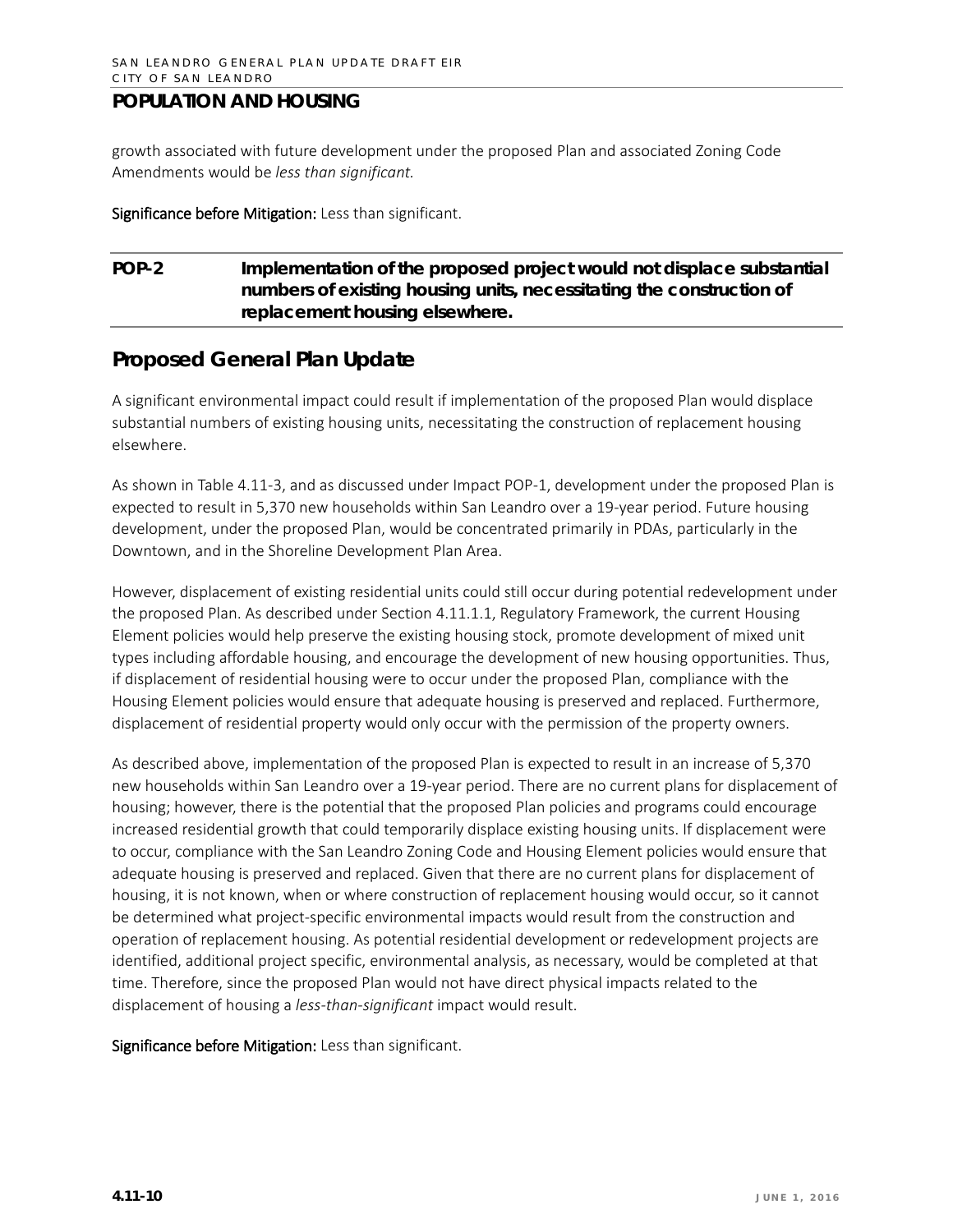growth associated with future development under the proposed Plan and associated Zoning Code Amendments would be *less than significant*.

**Significance before Mitigation:** Less than significant.

**POP-2 Implementation of the proposed project would not displace substantial numbers of existing housing units, necessitating the construction of replacement housing elsewhere.**

## Proposed General Plan Update

A significant environmental impact could result if implementation of the proposed Plan would displace substantial numbers of existing housing units, necessitating the construction of replacement housing elsewhere.

As shown in Table 4.11-3, and as discussed under Impact POP-1, development under the proposed Plan is expected to result in 5,370 new households within San Leandro over a 19-year period. Future housing development, under the proposed Plan, would be concentrated primarily in PDAs, particularly in the Downtown, and in the Shoreline Development Plan Area.

However, displacement of existing residential units could still occur during potential redevelopment under the proposed Plan. As described under Section 4.11.1.1, Regulatory Framework, the current Housing Element policies would help preserve the existing housing stock, promote development of mixed unit types including affordable housing, and encourage the development of new housing opportunities. Thus, if displacement of residential housing were to occur under the proposed Plan, compliance with the Housing Element policies would ensure that adequate housing is preserved and replaced. Furthermore, displacement of residential property would only occur with the permission of the property owners.

As described above, implementation of the proposed Plan is expected to result in an increase of 5,370 new households within San Leandro over a 19-year period. There are no current plans for displacement of housing; however, there is the potential that the proposed Plan policies and programs could encourage increased residential growth that could temporarily displace existing housing units. If displacement were to occur, compliance with the San Leandro Zoning Code and Housing Element policies would ensure that adequate housing is preserved and replaced. Given that there are no current plans for displacement of housing, it is not known, when or where construction of replacement housing would occur, so it cannot be determined what project-specific environmental impacts would result from the construction and operation of replacement housing. As potential residential development or redevelopment projects are identified, additional project specific, environmental analysis, as necessary, would be completed at that time. Therefore, since the proposed Plan would not have direct physical impacts related to the displacement of housing a *less-than-significant* impact would result.

**Significance before Mitigation:** Less than significant.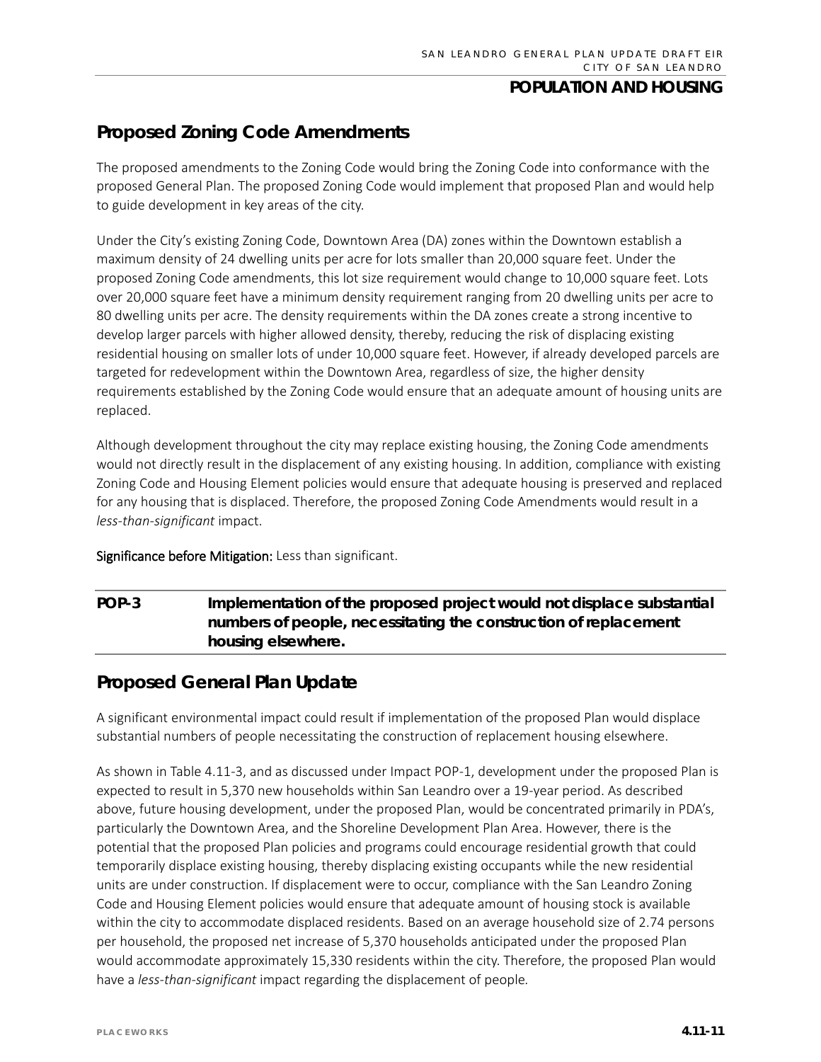## Proposed Zoning Code Amendments

The proposed amendments to the Zoning Code would bring the Zoning Code into conformance with the proposed General Plan. The proposed Zoning Code would implement that proposed Plan and would help to guide development in key areas of the city.

Under the City's existing Zoning Code, Downtown Area (DA) zones within the Downtown establish a maximum density of 24 dwelling units per acre for lots smaller than 20,000 square feet. Under the proposed Zoning Code amendments, this lot size requirement would change to 10,000 square feet. Lots over 20,000 square feet have a minimum density requirement ranging from 20 dwelling units per acre to 80 dwelling units per acre. The density requirements within the DA zones create a strong incentive to develop larger parcels with higher allowed density, thereby, reducing the risk of displacing existing residential housing on smaller lots of under 10,000 square feet. However, if already developed parcels are targeted for redevelopment within the Downtown Area, regardless of size, the higher density requirements established by the Zoning Code would ensure that an adequate amount of housing units are replaced.

Although development throughout the city may replace existing housing, the Zoning Code amendments would not directly result in the displacement of any existing housing. In addition, compliance with existing Zoning Code and Housing Element policies would ensure that adequate housing is preserved and replaced for any housing that is displaced. Therefore, the proposed Zoning Code Amendments would result in a *less-than-significant* impact.

**Significance before Mitigation:** Less than significant.

| POP-3 | Implementation of the proposed project would not displace substantial numbers of people, necessitating the construction of replacement housing elsewhere. |
|---|---|

## Proposed General Plan Update

A significant environmental impact could result if implementation of the proposed Plan would displace substantial numbers of people necessitating the construction of replacement housing elsewhere.

As shown in Table 4.11-3, and as discussed under Impact POP-1, development under the proposed Plan is expected to result in 5,370 new households within San Leandro over a 19-year period. As described above, future housing development, under the proposed Plan, would be concentrated primarily in PDA's, particularly the Downtown Area, and the Shoreline Development Plan Area. However, there is the potential that the proposed Plan policies and programs could encourage residential growth that could temporarily displace existing housing, thereby displacing existing occupants while the new residential units are under construction. If displacement were to occur, compliance with the San Leandro Zoning Code and Housing Element policies would ensure that adequate amount of housing stock is available within the city to accommodate displaced residents. Based on an average household size of 2.74 persons per household, the proposed net increase of 5,370 households anticipated under the proposed Plan would accommodate approximately 15,330 residents within the city. Therefore, the proposed Plan would have a *less-than-significant* impact regarding the displacement of people.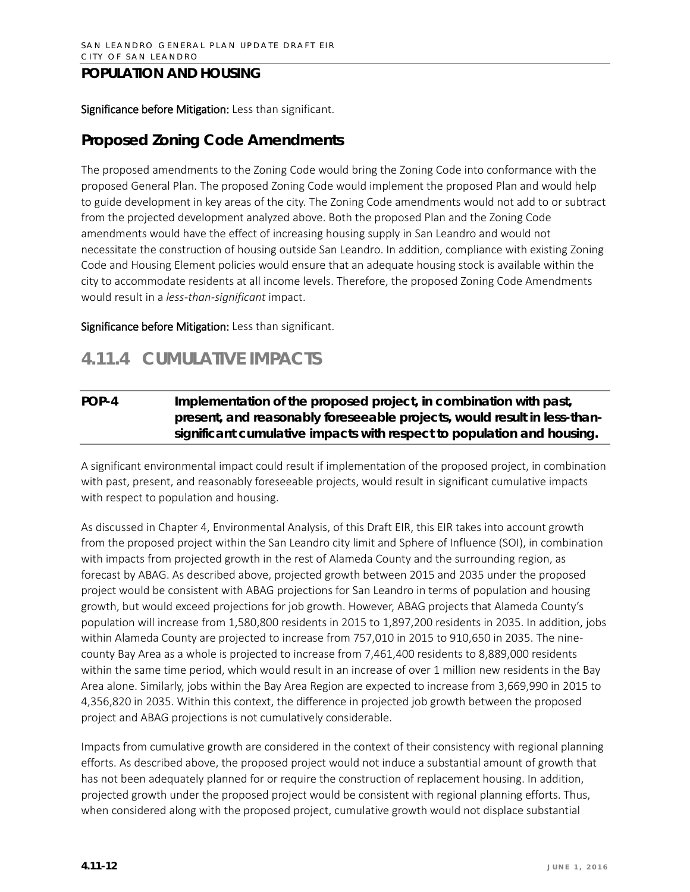**Significance before Mitigation:** Less than significant.

## Proposed Zoning Code Amendments

The proposed amendments to the Zoning Code would bring the Zoning Code into conformance with the proposed General Plan. The proposed Zoning Code would implement the proposed Plan and would help to guide development in key areas of the city. The Zoning Code amendments would not add to or subtract from the projected development analyzed above. Both the proposed Plan and the Zoning Code amendments would have the effect of increasing housing supply in San Leandro and would not necessitate the construction of housing outside San Leandro. In addition, compliance with existing Zoning Code and Housing Element policies would ensure that an adequate housing stock is available within the city to accommodate residents at all income levels. Therefore, the proposed Zoning Code Amendments would result in a *less-than-significant* impact.

**Significance before Mitigation:** Less than significant.

# 4.11.4 CUMULATIVE IMPACTS

**POP-4 Implementation of the proposed project, in combination with past, present, and reasonably foreseeable projects, would result in less-than-significant cumulative impacts with respect to population and housing.**

A significant environmental impact could result if implementation of the proposed project, in combination with past, present, and reasonably foreseeable projects, would result in significant cumulative impacts with respect to population and housing.

As discussed in Chapter 4, Environmental Analysis, of this Draft EIR, this EIR takes into account growth from the proposed project within the San Leandro city limit and Sphere of Influence (SOI), in combination with impacts from projected growth in the rest of Alameda County and the surrounding region, as forecast by ABAG. As described above, projected growth between 2015 and 2035 under the proposed project would be consistent with ABAG projections for San Leandro in terms of population and housing growth, but would exceed projections for job growth. However, ABAG projects that Alameda County's population will increase from 1,580,800 residents in 2015 to 1,897,200 residents in 2035. In addition, jobs within Alameda County are projected to increase from 757,010 in 2015 to 910,650 in 2035. The nine-county Bay Area as a whole is projected to increase from 7,461,400 residents to 8,889,000 residents within the same time period, which would result in an increase of over 1 million new residents in the Bay Area alone. Similarly, jobs within the Bay Area Region are expected to increase from 3,669,990 in 2015 to 4,356,820 in 2035. Within this context, the difference in projected job growth between the proposed project and ABAG projections is not cumulatively considerable.

Impacts from cumulative growth are considered in the context of their consistency with regional planning efforts. As described above, the proposed project would not induce a substantial amount of growth that has not been adequately planned for or require the construction of replacement housing. In addition, projected growth under the proposed project would be consistent with regional planning efforts. Thus, when considered along with the proposed project, cumulative growth would not displace substantial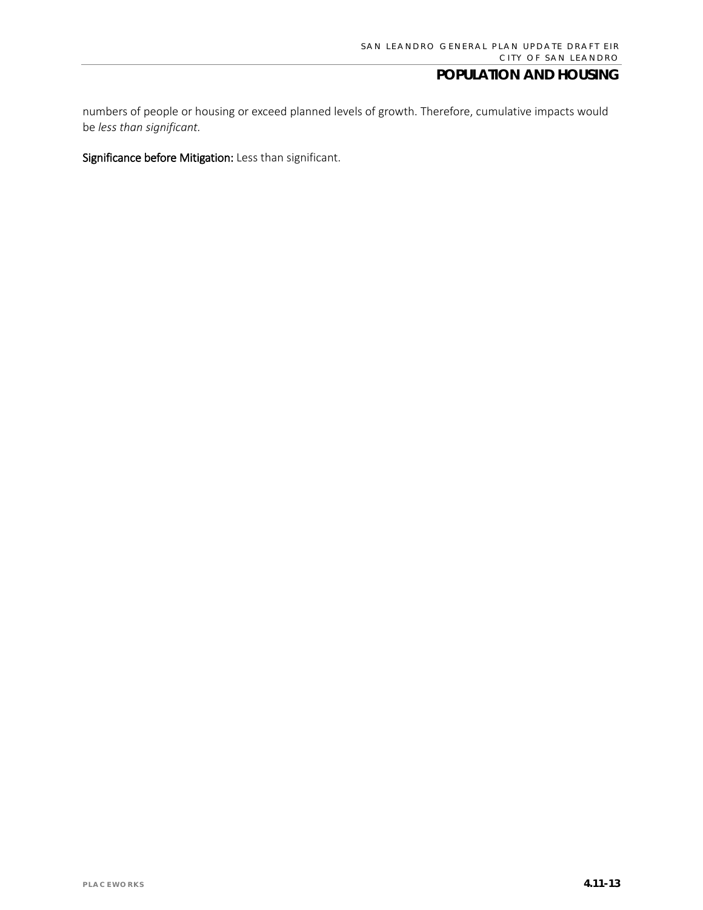numbers of people or housing or exceed planned levels of growth. Therefore, cumulative impacts would be *less than significant.*

**Significance before Mitigation:** Less than significant.